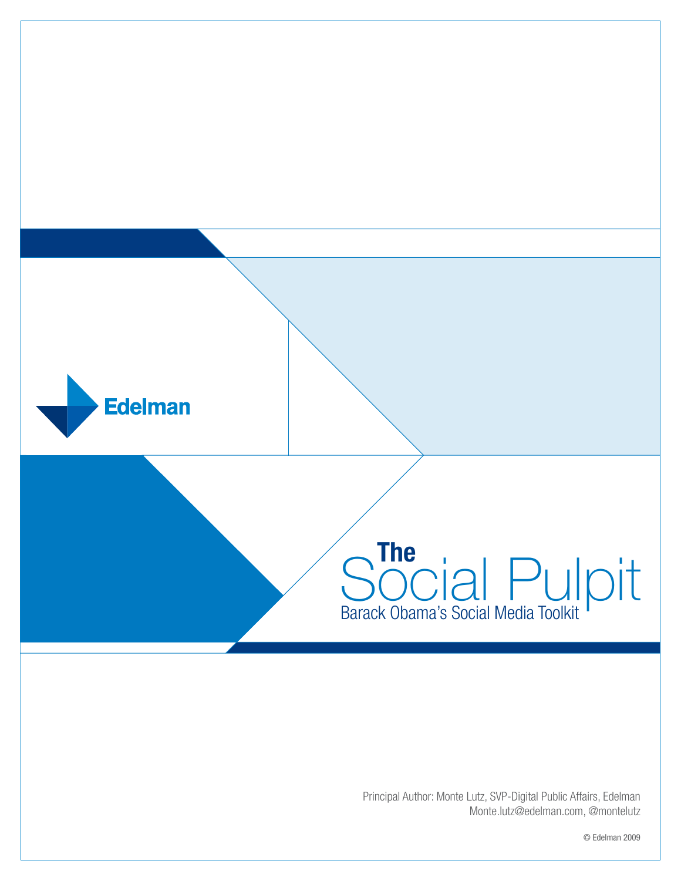Edelman

# The Social Pulpit

## Barack Obama's Social Media Toolkit

Principal Author: Monte Lutz, SVP-Digital Public Affairs, Edelman
Monte.lutz@edelman.com, @montelutz

© Edelman 2009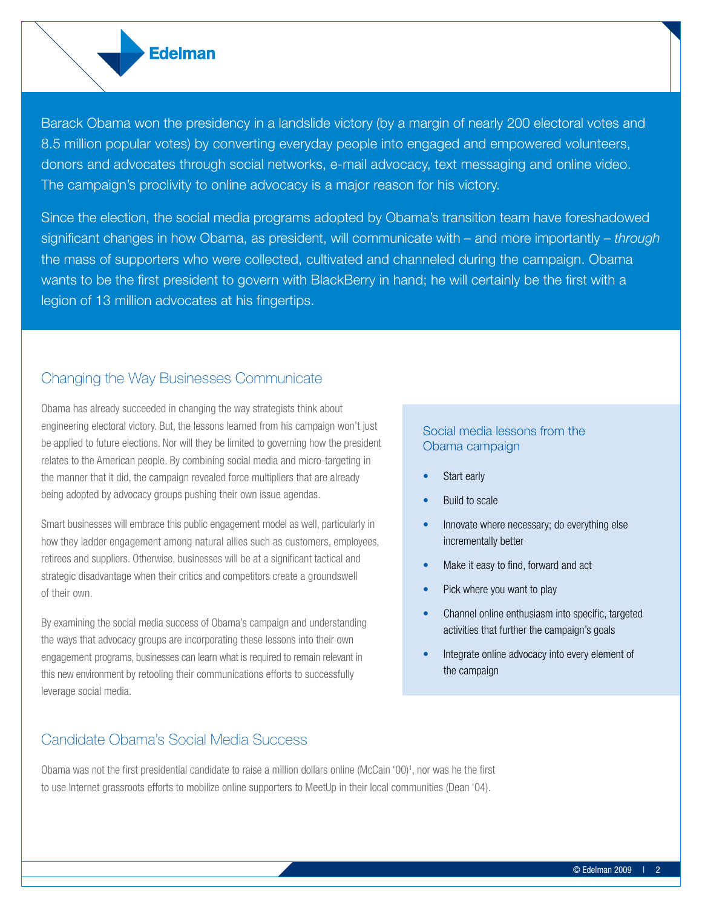Barack Obama won the presidency in a landslide victory (by a margin of nearly 200 electoral votes and 8.5 million popular votes) by converting everyday people into engaged and empowered volunteers, donors and advocates through social networks, e-mail advocacy, text messaging and online video. The campaign's proclivity to online advocacy is a major reason for his victory.

Since the election, the social media programs adopted by Obama's transition team have foreshadowed significant changes in how Obama, as president, will communicate with – and more importantly – *through* the mass of supporters who were collected, cultivated and channeled during the campaign. Obama wants to be the first president to govern with BlackBerry in hand; he will certainly be the first with a legion of 13 million advocates at his fingertips.

## Changing the Way Businesses Communicate

Obama has already succeeded in changing the way strategists think about engineering electoral victory. But, the lessons learned from his campaign won't just be applied to future elections. Nor will they be limited to governing how the president relates to the American people. By combining social media and micro-targeting in the manner that it did, the campaign revealed force multipliers that are already being adopted by advocacy groups pushing their own issue agendas.

Smart businesses will embrace this public engagement model as well, particularly in how they ladder engagement among natural allies such as customers, employees, retirees and suppliers. Otherwise, businesses will be at a significant tactical and strategic disadvantage when their critics and competitors create a groundswell of their own.

By examining the social media success of Obama's campaign and understanding the ways that advocacy groups are incorporating these lessons into their own engagement programs, businesses can learn what is required to remain relevant in this new environment by retooling their communications efforts to successfully leverage social media.

### Social media lessons from the Obama campaign

- Start early
- Build to scale
- Innovate where necessary; do everything else incrementally better
- Make it easy to find, forward and act
- Pick where you want to play
- Channel online enthusiasm into specific, targeted activities that further the campaign's goals
- Integrate online advocacy into every element of the campaign

## Candidate Obama's Social Media Success

Obama was not the first presidential candidate to raise a million dollars online (McCain '00)[1], nor was he the first to use Internet grassroots efforts to mobilize online supporters to MeetUp in their local communities (Dean '04).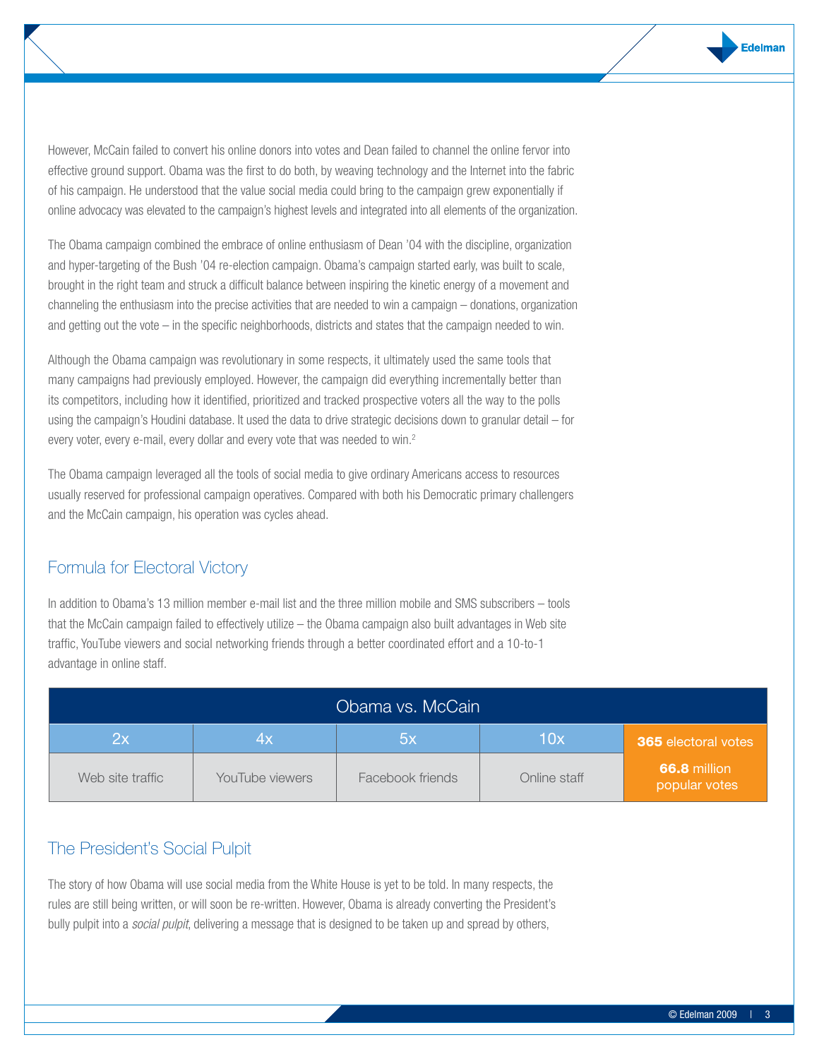However, McCain failed to convert his online donors into votes and Dean failed to channel the online fervor into effective ground support. Obama was the first to do both, by weaving technology and the Internet into the fabric of his campaign. He understood that the value social media could bring to the campaign grew exponentially if online advocacy was elevated to the campaign's highest levels and integrated into all elements of the organization.

The Obama campaign combined the embrace of online enthusiasm of Dean '04 with the discipline, organization and hyper-targeting of the Bush '04 re-election campaign. Obama's campaign started early, was built to scale, brought in the right team and struck a difficult balance between inspiring the kinetic energy of a movement and channeling the enthusiasm into the precise activities that are needed to win a campaign – donations, organization and getting out the vote – in the specific neighborhoods, districts and states that the campaign needed to win.

Although the Obama campaign was revolutionary in some respects, it ultimately used the same tools that many campaigns had previously employed. However, the campaign did everything incrementally better than its competitors, including how it identified, prioritized and tracked prospective voters all the way to the polls using the campaign's Houdini database. It used the data to drive strategic decisions down to granular detail – for every voter, every e-mail, every dollar and every vote that was needed to win.[2]

The Obama campaign leveraged all the tools of social media to give ordinary Americans access to resources usually reserved for professional campaign operatives. Compared with both his Democratic primary challengers and the McCain campaign, his operation was cycles ahead.

## Formula for Electoral Victory

In addition to Obama's 13 million member e-mail list and the three million mobile and SMS subscribers – tools that the McCain campaign failed to effectively utilize – the Obama campaign also built advantages in Web site traffic, YouTube viewers and social networking friends through a better coordinated effort and a 10-to-1 advantage in online staff.

| Obama vs. McCain | | | | |
|---|---|---|---|---|
| 2x | 4x | 5x | 10x | **365** electoral votes |
| Web site traffic | YouTube viewers | Facebook friends | Online staff | **66.8** million popular votes |

## The President's Social Pulpit

The story of how Obama will use social media from the White House is yet to be told. In many respects, the rules are still being written, or will soon be re-written. However, Obama is already converting the President's bully pulpit into a *social pulpit*, delivering a message that is designed to be taken up and spread by others,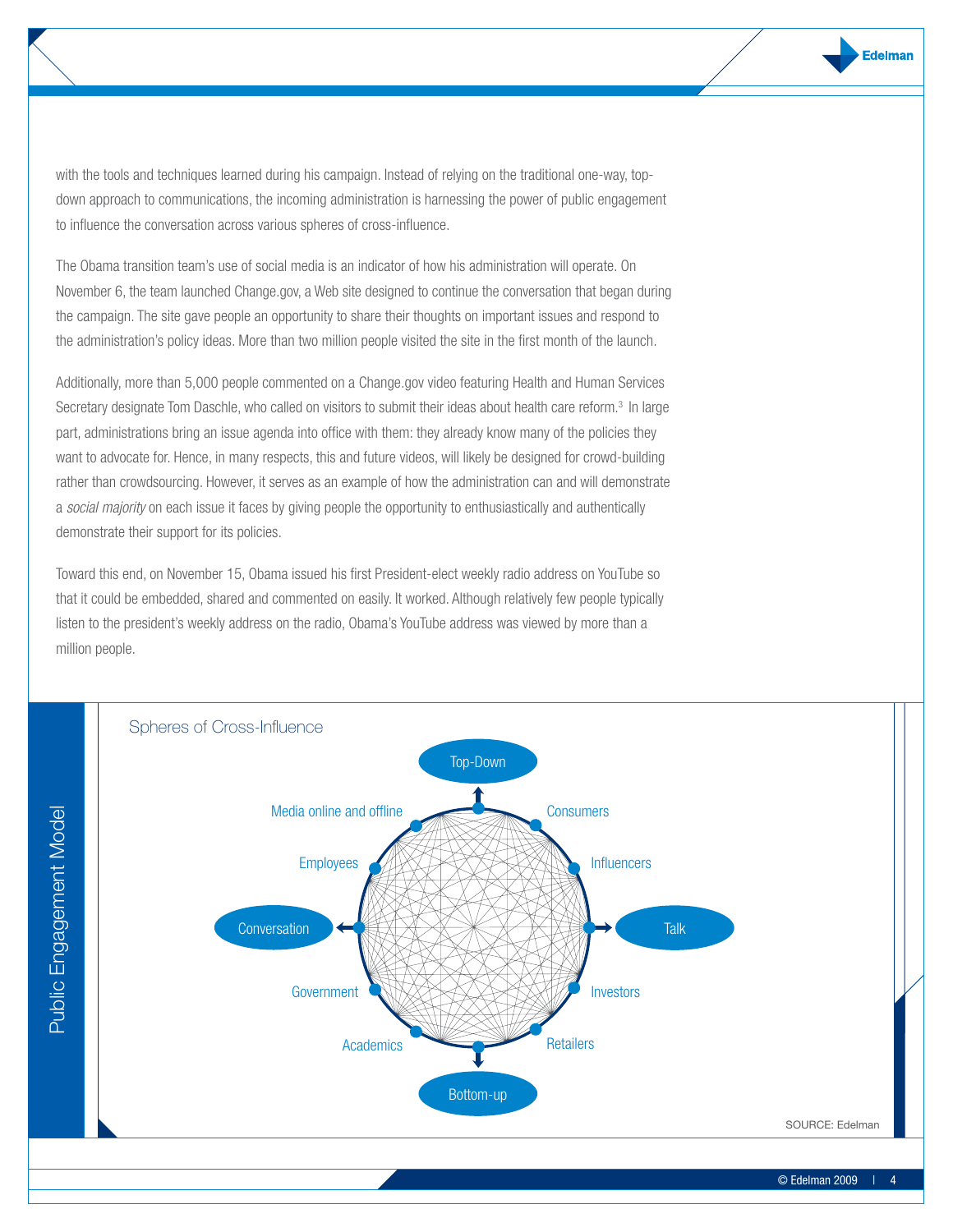with the tools and techniques learned during his campaign. Instead of relying on the traditional one-way, top-down approach to communications, the incoming administration is harnessing the power of public engagement to influence the conversation across various spheres of cross-influence.

The Obama transition team's use of social media is an indicator of how his administration will operate. On November 6, the team launched Change.gov, a Web site designed to continue the conversation that began during the campaign. The site gave people an opportunity to share their thoughts on important issues and respond to the administration's policy ideas. More than two million people visited the site in the first month of the launch.

Additionally, more than 5,000 people commented on a Change.gov video featuring Health and Human Services Secretary designate Tom Daschle, who called on visitors to submit their ideas about health care reform.[3] In large part, administrations bring an issue agenda into office with them: they already know many of the policies they want to advocate for. Hence, in many respects, this and future videos, will likely be designed for crowd-building rather than crowdsourcing. However, it serves as an example of how the administration can and will demonstrate a *social majority* on each issue it faces by giving people the opportunity to enthusiastically and authentically demonstrate their support for its policies.

Toward this end, on November 15, Obama issued his first President-elect weekly radio address on YouTube so that it could be embedded, shared and commented on easily. It worked. Although relatively few people typically listen to the president's weekly address on the radio, Obama's YouTube address was viewed by more than a million people.

**Public Engagement Model**

Spheres of Cross-Influence

Top-Down

Media online and offline — Consumers

Employees — Influencers

Conversation — Talk

Government — Investors

Academics — Retailers

Bottom-up

SOURCE: Edelman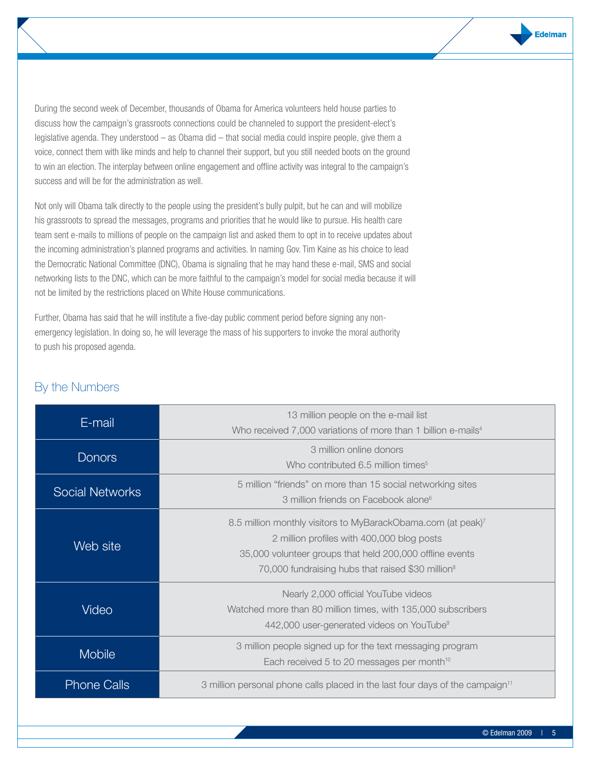During the second week of December, thousands of Obama for America volunteers held house parties to discuss how the campaign's grassroots connections could be channeled to support the president-elect's legislative agenda. They understood – as Obama did – that social media could inspire people, give them a voice, connect them with like minds and help to channel their support, but you still needed boots on the ground to win an election. The interplay between online engagement and offline activity was integral to the campaign's success and will be for the administration as well.

Not only will Obama talk directly to the people using the president's bully pulpit, but he can and will mobilize his grassroots to spread the messages, programs and priorities that he would like to pursue. His health care team sent e-mails to millions of people on the campaign list and asked them to opt in to receive updates about the incoming administration's planned programs and activities. In naming Gov. Tim Kaine as his choice to lead the Democratic National Committee (DNC), Obama is signaling that he may hand these e-mail, SMS and social networking lists to the DNC, which can be more faithful to the campaign's model for social media because it will not be limited by the restrictions placed on White House communications.

Further, Obama has said that he will institute a five-day public comment period before signing any non-emergency legislation. In doing so, he will leverage the mass of his supporters to invoke the moral authority to push his proposed agenda.

## By the Numbers

| | |
|---|---|
| E-mail | 13 million people on the e-mail list<br>Who received 7,000 variations of more than 1 billion e-mails[4] |
| Donors | 3 million online donors<br>Who contributed 6.5 million times[5] |
| Social Networks | 5 million "friends" on more than 15 social networking sites<br>3 million friends on Facebook alone[6] |
| Web site | 8.5 million monthly visitors to MyBarackObama.com (at peak)[7]<br>2 million profiles with 400,000 blog posts<br>35,000 volunteer groups that held 200,000 offline events<br>70,000 fundraising hubs that raised $30 million[8] |
| Video | Nearly 2,000 official YouTube videos<br>Watched more than 80 million times, with 135,000 subscribers<br>442,000 user-generated videos on YouTube[9] |
| Mobile | 3 million people signed up for the text messaging program<br>Each received 5 to 20 messages per month[10] |
| Phone Calls | 3 million personal phone calls placed in the last four days of the campaign[11] |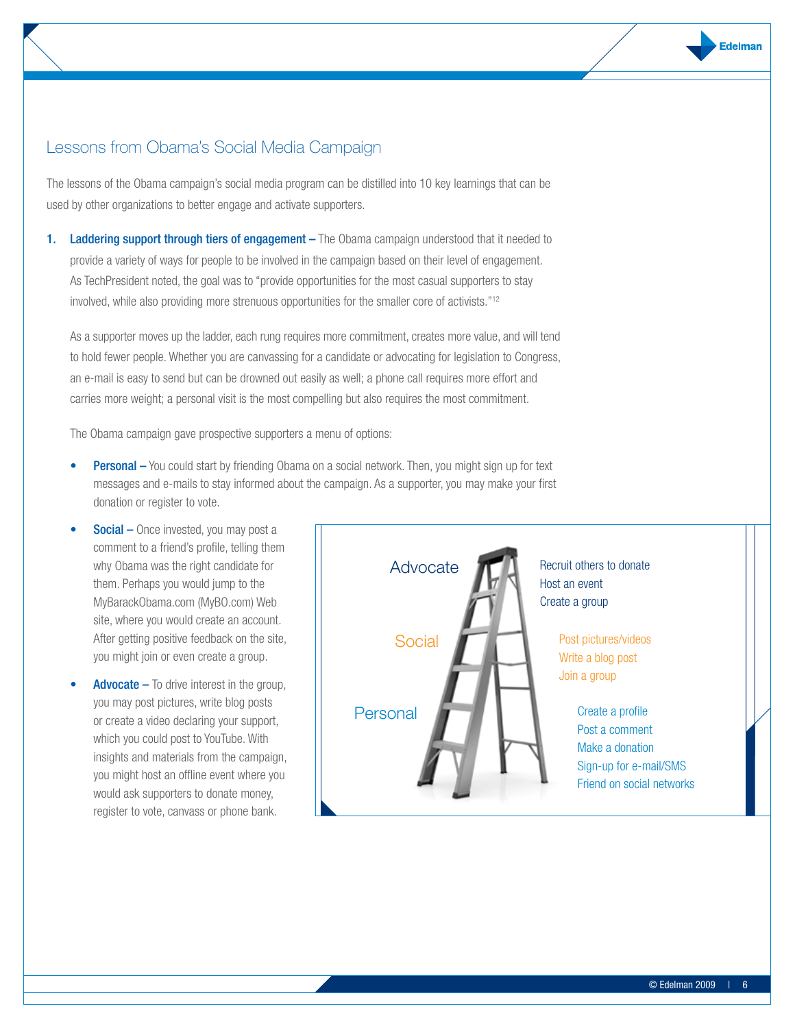## Lessons from Obama's Social Media Campaign

The lessons of the Obama campaign's social media program can be distilled into 10 key learnings that can be used by other organizations to better engage and activate supporters.

1. **Laddering support through tiers of engagement –** The Obama campaign understood that it needed to provide a variety of ways for people to be involved in the campaign based on their level of engagement. As TechPresident noted, the goal was to "provide opportunities for the most casual supporters to stay involved, while also providing more strenuous opportunities for the smaller core of activists."[12]

   As a supporter moves up the ladder, each rung requires more commitment, creates more value, and will tend to hold fewer people. Whether you are canvassing for a candidate or advocating for legislation to Congress, an e-mail is easy to send but can be drowned out easily as well; a phone call requires more effort and carries more weight; a personal visit is the most compelling but also requires the most commitment.

   The Obama campaign gave prospective supporters a menu of options:

   - **Personal –** You could start by friending Obama on a social network. Then, you might sign up for text messages and e-mails to stay informed about the campaign. As a supporter, you may make your first donation or register to vote.
   - **Social –** Once invested, you may post a comment to a friend's profile, telling them why Obama was the right candidate for them. Perhaps you would jump to the MyBarackObama.com (MyBO.com) Web site, where you would create an account. After getting positive feedback on the site, you might join or even create a group.
   - **Advocate –** To drive interest in the group, you may post pictures, write blog posts or create a video declaring your support, which you could post to YouTube. With insights and materials from the campaign, you might host an offline event where you would ask supporters to donate money, register to vote, canvass or phone bank.

**Advocate**
- Recruit others to donate
- Host an event
- Create a group

**Social**
- Post pictures/videos
- Write a blog post
- Join a group

**Personal**
- Create a profile
- Post a comment
- Make a donation
- Sign-up for e-mail/SMS
- Friend on social networks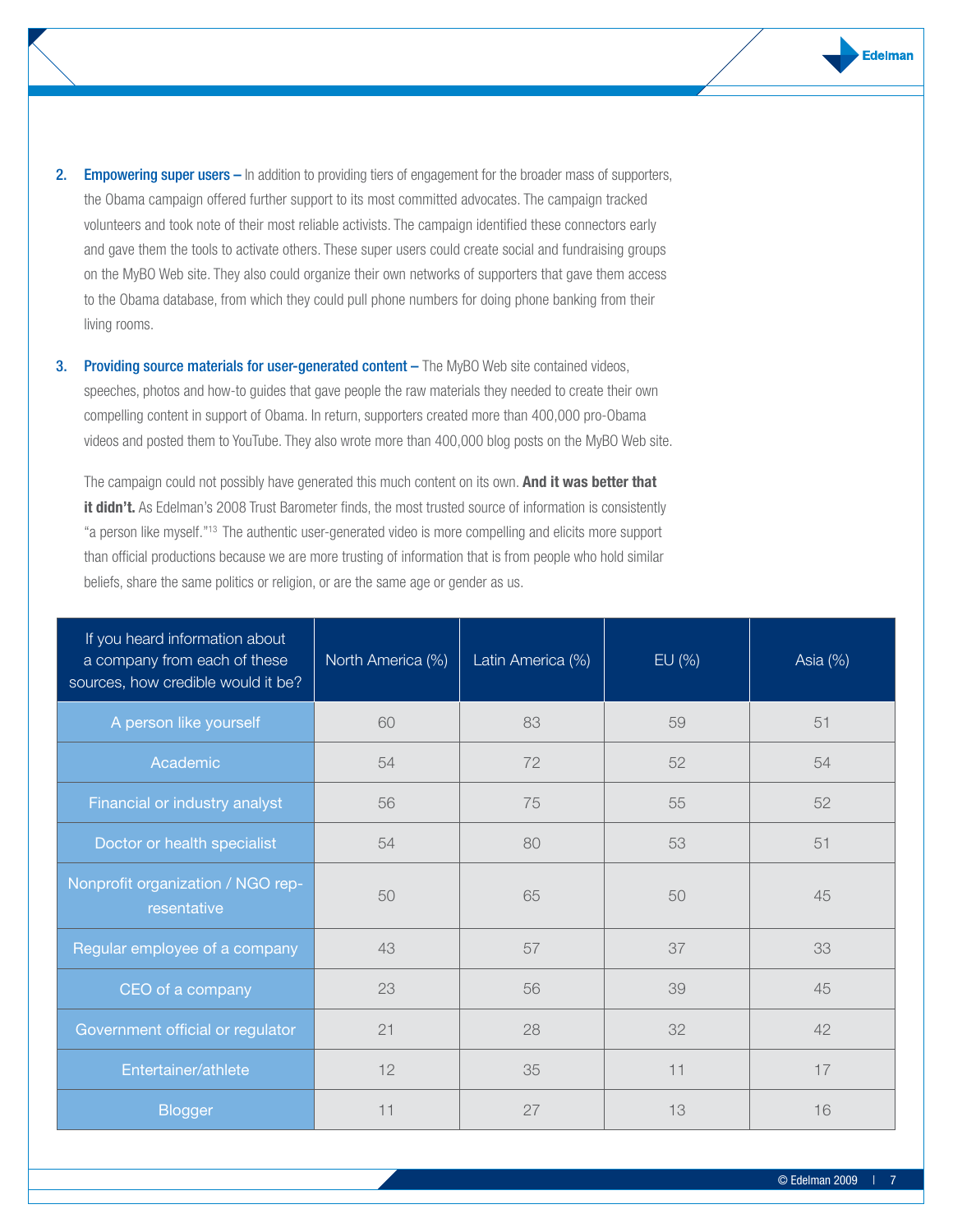2. **Empowering super users –** In addition to providing tiers of engagement for the broader mass of supporters, the Obama campaign offered further support to its most committed advocates. The campaign tracked volunteers and took note of their most reliable activists. The campaign identified these connectors early and gave them the tools to activate others. These super users could create social and fundraising groups on the MyBO Web site. They also could organize their own networks of supporters that gave them access to the Obama database, from which they could pull phone numbers for doing phone banking from their living rooms.

3. **Providing source materials for user-generated content –** The MyBO Web site contained videos, speeches, photos and how-to guides that gave people the raw materials they needed to create their own compelling content in support of Obama. In return, supporters created more than 400,000 pro-Obama videos and posted them to YouTube. They also wrote more than 400,000 blog posts on the MyBO Web site.

The campaign could not possibly have generated this much content on its own. **And it was better that it didn't.** As Edelman's 2008 Trust Barometer finds, the most trusted source of information is consistently "a person like myself."[13] The authentic user-generated video is more compelling and elicits more support than official productions because we are more trusting of information that is from people who hold similar beliefs, share the same politics or religion, or are the same age or gender as us.

| If you heard information about a company from each of these sources, how credible would it be? | North America (%) | Latin America (%) | EU (%) | Asia (%) |
|---|---|---|---|---|
| A person like yourself | 60 | 83 | 59 | 51 |
| Academic | 54 | 72 | 52 | 54 |
| Financial or industry analyst | 56 | 75 | 55 | 52 |
| Doctor or health specialist | 54 | 80 | 53 | 51 |
| Nonprofit organization / NGO representative | 50 | 65 | 50 | 45 |
| Regular employee of a company | 43 | 57 | 37 | 33 |
| CEO of a company | 23 | 56 | 39 | 45 |
| Government official or regulator | 21 | 28 | 32 | 42 |
| Entertainer/athlete | 12 | 35 | 11 | 17 |
| Blogger | 11 | 27 | 13 | 16 |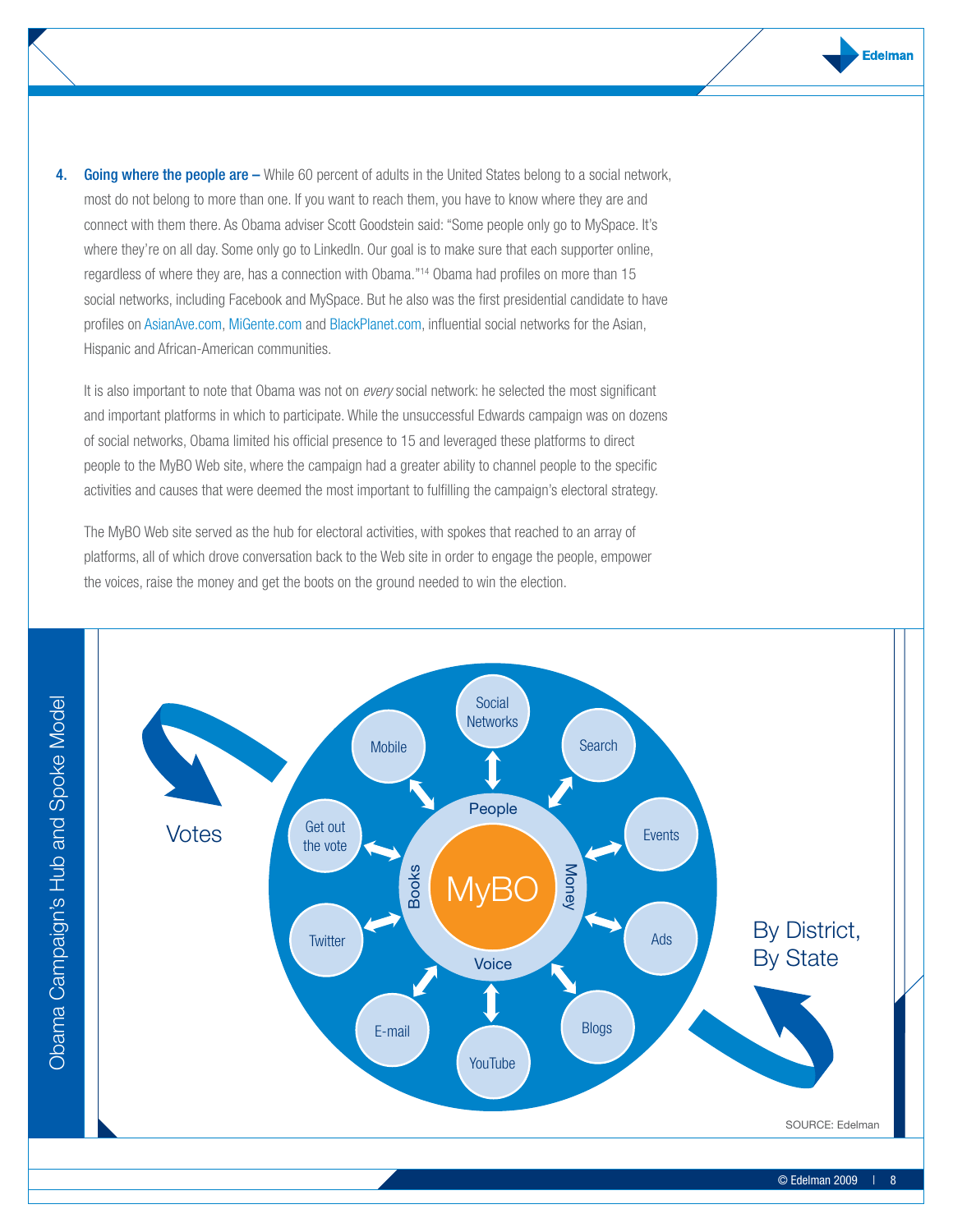4. **Going where the people are –** While 60 percent of adults in the United States belong to a social network, most do not belong to more than one. If you want to reach them, you have to know where they are and connect with them there. As Obama adviser Scott Goodstein said: "Some people only go to MySpace. It's where they're on all day. Some only go to LinkedIn. Our goal is to make sure that each supporter online, regardless of where they are, has a connection with Obama."[14] Obama had profiles on more than 15 social networks, including Facebook and MySpace. But he also was the first presidential candidate to have profiles on AsianAve.com, MiGente.com and BlackPlanet.com, influential social networks for the Asian, Hispanic and African-American communities.

   It is also important to note that Obama was not on *every* social network: he selected the most significant and important platforms in which to participate. While the unsuccessful Edwards campaign was on dozens of social networks, Obama limited his official presence to 15 and leveraged these platforms to direct people to the MyBO Web site, where the campaign had a greater ability to channel people to the specific activities and causes that were deemed the most important to fulfilling the campaign's electoral strategy.

   The MyBO Web site served as the hub for electoral activities, with spokes that reached to an array of platforms, all of which drove conversation back to the Web site in order to engage the people, empower the voices, raise the money and get the boots on the ground needed to win the election.

Obama Campaign's Hub and Spoke Model

Votes

MyBO

People

Money

Voice

Books

Social Networks

Search

Events

Ads

Blogs

YouTube

E-mail

Twitter

Get out the vote

Mobile

By District, By State

SOURCE: Edelman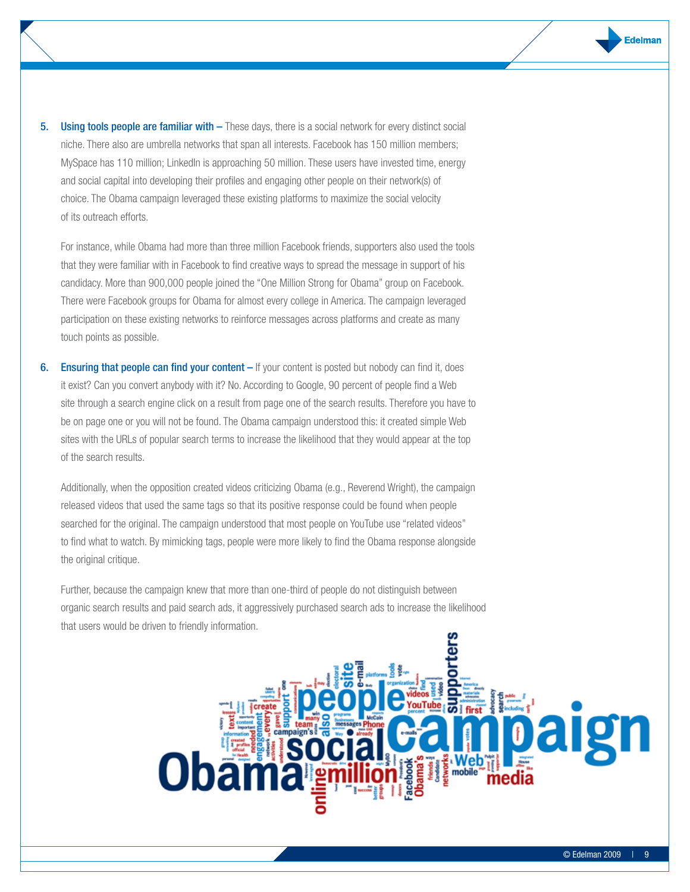5. **Using tools people are familiar with –** These days, there is a social network for every distinct social niche. There also are umbrella networks that span all interests. Facebook has 150 million members; MySpace has 110 million; LinkedIn is approaching 50 million. These users have invested time, energy and social capital into developing their profiles and engaging other people on their network(s) of choice. The Obama campaign leveraged these existing platforms to maximize the social velocity of its outreach efforts.

   For instance, while Obama had more than three million Facebook friends, supporters also used the tools that they were familiar with in Facebook to find creative ways to spread the message in support of his candidacy. More than 900,000 people joined the "One Million Strong for Obama" group on Facebook. There were Facebook groups for Obama for almost every college in America. The campaign leveraged participation on these existing networks to reinforce messages across platforms and create as many touch points as possible.

6. **Ensuring that people can find your content –** If your content is posted but nobody can find it, does it exist? Can you convert anybody with it? No. According to Google, 90 percent of people find a Web site through a search engine click on a result from page one of the search results. Therefore you have to be on page one or you will not be found. The Obama campaign understood this: it created simple Web sites with the URLs of popular search terms to increase the likelihood that they would appear at the top of the search results.

   Additionally, when the opposition created videos criticizing Obama (e.g., Reverend Wright), the campaign released videos that used the same tags so that its positive response could be found when people searched for the original. The campaign understood that most people on YouTube use "related videos" to find what to watch. By mimicking tags, people were more likely to find the Obama response alongside the original critique.

   Further, because the campaign knew that more than one-third of people do not distinguish between organic search results and paid search ads, it aggressively purchased search ads to increase the likelihood that users would be driven to friendly information.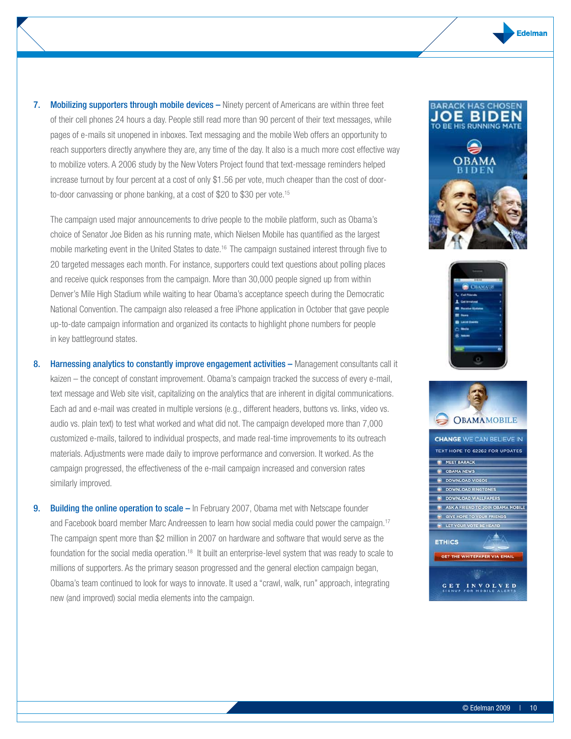7. **Mobilizing supporters through mobile devices –** Ninety percent of Americans are within three feet of their cell phones 24 hours a day. People still read more than 90 percent of their text messages, while pages of e-mails sit unopened in inboxes. Text messaging and the mobile Web offers an opportunity to reach supporters directly anywhere they are, any time of the day. It also is a much more cost effective way to mobilize voters. A 2006 study by the New Voters Project found that text-message reminders helped increase turnout by four percent at a cost of only $1.56 per vote, much cheaper than the cost of door-to-door canvassing or phone banking, at a cost of $20 to $30 per vote.[15]

   The campaign used major announcements to drive people to the mobile platform, such as Obama's choice of Senator Joe Biden as his running mate, which Nielsen Mobile has quantified as the largest mobile marketing event in the United States to date.[16] The campaign sustained interest through five to 20 targeted messages each month. For instance, supporters could text questions about polling places and receive quick responses from the campaign. More than 30,000 people signed up from within Denver's Mile High Stadium while waiting to hear Obama's acceptance speech during the Democratic National Convention. The campaign also released a free iPhone application in October that gave people up-to-date campaign information and organized its contacts to highlight phone numbers for people in key battleground states.

8. **Harnessing analytics to constantly improve engagement activities –** Management consultants call it kaizen – the concept of constant improvement. Obama's campaign tracked the success of every e-mail, text message and Web site visit, capitalizing on the analytics that are inherent in digital communications. Each ad and e-mail was created in multiple versions (e.g., different headers, buttons vs. links, video vs. audio vs. plain text) to test what worked and what did not. The campaign developed more than 7,000 customized e-mails, tailored to individual prospects, and made real-time improvements to its outreach materials. Adjustments were made daily to improve performance and conversion. It worked. As the campaign progressed, the effectiveness of the e-mail campaign increased and conversion rates similarly improved.

9. **Building the online operation to scale –** In February 2007, Obama met with Netscape founder and Facebook board member Marc Andreessen to learn how social media could power the campaign.[17] The campaign spent more than $2 million in 2007 on hardware and software that would serve as the foundation for the social media operation.[18] It built an enterprise-level system that was ready to scale to millions of supporters. As the primary season progressed and the general election campaign began, Obama's team continued to look for ways to innovate. It used a "crawl, walk, run" approach, integrating new (and improved) social media elements into the campaign.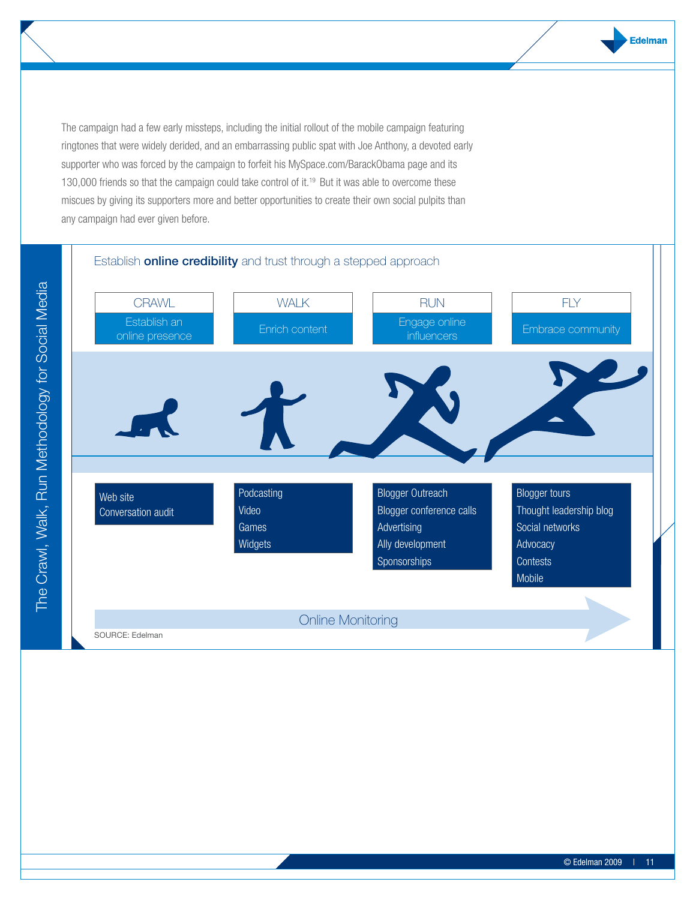The campaign had a few early missteps, including the initial rollout of the mobile campaign featuring ringtones that were widely derided, and an embarrassing public spat with Joe Anthony, a devoted early supporter who was forced by the campaign to forfeit his MySpace.com/BarackObama page and its 130,000 friends so that the campaign could take control of it.[19] But it was able to overcome these miscues by giving its supporters more and better opportunities to create their own social pulpits than any campaign had ever given before.

## The Crawl, Walk, Run Methodology for Social Media

### Establish **online credibility** and trust through a stepped approach

| CRAWL | WALK | RUN | FLY |
|---|---|---|---|
| Establish an online presence | Enrich content | Engage online influencers | Embrace community |
| Web site<br>Conversation audit | Podcasting<br>Video<br>Games<br>Widgets | Blogger Outreach<br>Blogger conference calls<br>Advertising<br>Ally development<br>Sponsorships | Blogger tours<br>Thought leadership blog<br>Social networks<br>Advocacy<br>Contests<br>Mobile |

Online Monitoring

SOURCE: Edelman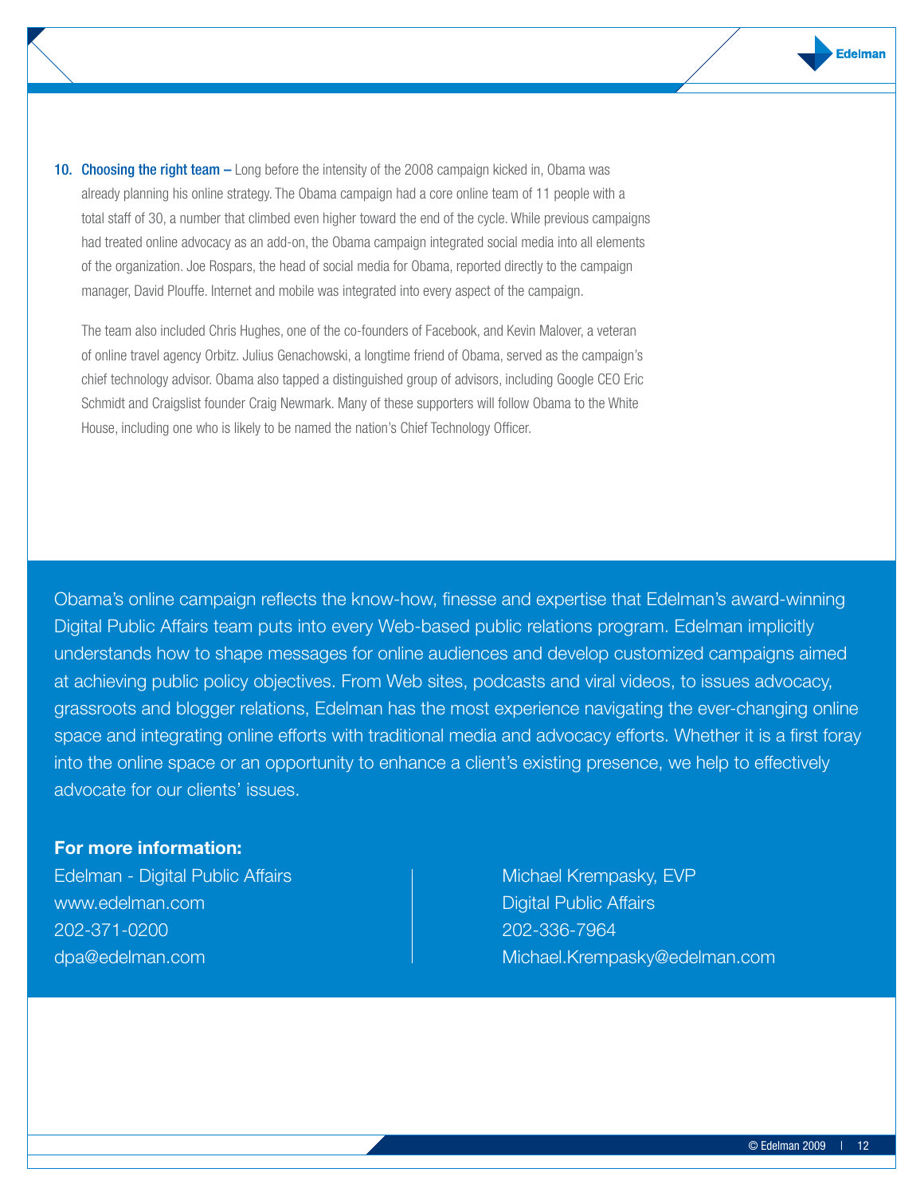10. **Choosing the right team –** Long before the intensity of the 2008 campaign kicked in, Obama was already planning his online strategy. The Obama campaign had a core online team of 11 people with a total staff of 30, a number that climbed even higher toward the end of the cycle. While previous campaigns had treated online advocacy as an add-on, the Obama campaign integrated social media into all elements of the organization. Joe Rospars, the head of social media for Obama, reported directly to the campaign manager, David Plouffe. Internet and mobile was integrated into every aspect of the campaign.

    The team also included Chris Hughes, one of the co-founders of Facebook, and Kevin Malover, a veteran of online travel agency Orbitz. Julius Genachowski, a longtime friend of Obama, served as the campaign's chief technology advisor. Obama also tapped a distinguished group of advisors, including Google CEO Eric Schmidt and Craigslist founder Craig Newmark. Many of these supporters will follow Obama to the White House, including one who is likely to be named the nation's Chief Technology Officer.

Obama's online campaign reflects the know-how, finesse and expertise that Edelman's award-winning Digital Public Affairs team puts into every Web-based public relations program. Edelman implicitly understands how to shape messages for online audiences and develop customized campaigns aimed at achieving public policy objectives. From Web sites, podcasts and viral videos, to issues advocacy, grassroots and blogger relations, Edelman has the most experience navigating the ever-changing online space and integrating online efforts with traditional media and advocacy efforts. Whether it is a first foray into the online space or an opportunity to enhance a client's existing presence, we help to effectively advocate for our clients' issues.

**For more information:**

Edelman - Digital Public Affairs
www.edelman.com
202-371-0200
dpa@edelman.com

Michael Krempasky, EVP
Digital Public Affairs
202-336-7964
Michael.Krempasky@edelman.com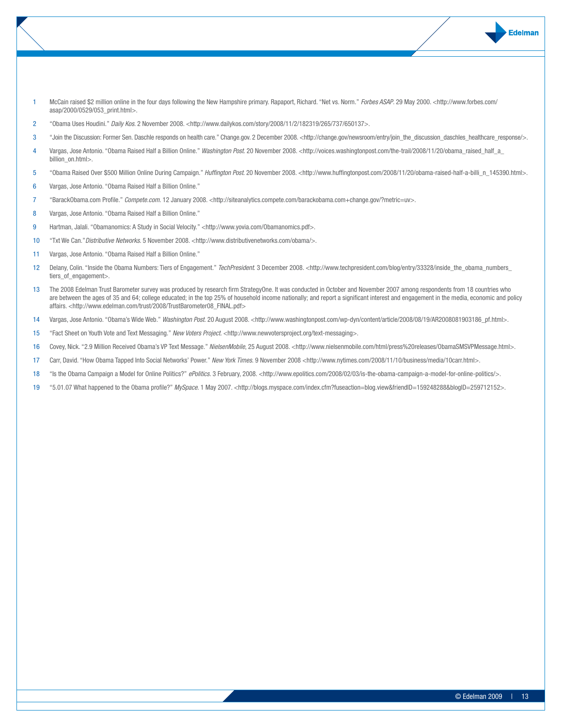1. McCain raised $2 million online in the four days following the New Hampshire primary. Rapaport, Richard. "Net vs. Norm." *Forbes ASAP*. 29 May 2000. <http://www.forbes.com/asap/2000/0529/053_print.html>.

2. "Obama Uses Houdini." *Daily Kos*. 2 November 2008. <http://www.dailykos.com/story/2008/11/2/182319/265/737/650137>.

3. "Join the Discussion: Former Sen. Daschle responds on health care." Change.gov. 2 December 2008. <http://change.gov/newsroom/entry/join_the_discussion_daschles_healthcare_response/>.

4. Vargas, Jose Antonio. "Obama Raised Half a Billion Online." *Washington Post*. 20 November 2008. <http://voices.washingtonpost.com/the-trail/2008/11/20/obama_raised_half_a_billion_on.html>.

5. "Obama Raised Over $500 Million Online During Campaign." *Huffington Post*. 20 November 2008. <http://www.huffingtonpost.com/2008/11/20/obama-raised-half-a-billi_n_145390.html>.

6. Vargas, Jose Antonio. "Obama Raised Half a Billion Online."

7. "BarackObama.com Profile." *Compete.com*. 12 January 2008. <http://siteanalytics.compete.com/barackobama.com+change.gov/?metric=uv>.

8. Vargas, Jose Antonio. "Obama Raised Half a Billion Online."

9. Hartman, Jalali. "Obamanomics: A Study in Social Velocity." <http://www.yovia.com/Obamanomics.pdf>.

10. "Txt We Can." *Distributive Networks*. 5 November 2008. <http://www.distributivenetworks.com/obama/>.

11. Vargas, Jose Antonio. "Obama Raised Half a Billion Online."

12. Delany, Colin. "Inside the Obama Numbers: Tiers of Engagement." *TechPresident*. 3 December 2008. <http://www.techpresident.com/blog/entry/33328/inside_the_obama_numbers_tiers_of_engagement>.

13. The 2008 Edelman Trust Barometer survey was produced by research firm StrategyOne. It was conducted in October and November 2007 among respondents from 18 countries who are between the ages of 35 and 64; college educated; in the top 25% of household income nationally; and report a significant interest and engagement in the media, economic and policy affairs. <http://www.edelman.com/trust/2008/TrustBarometer08_FINAL.pdf>

14. Vargas, Jose Antonio. "Obama's Wide Web." *Washington Post*. 20 August 2008. <http://www.washingtonpost.com/wp-dyn/content/article/2008/08/19/AR2008081903186_pf.html>.

15. "Fact Sheet on Youth Vote and Text Messaging." *New Voters Project*. <http://www.newvotersproject.org/text-messaging>.

16. Covey, Nick. "2.9 Million Received Obama's VP Text Message." *NielsenMobile*, 25 August 2008. <http://www.nielsenmobile.com/html/press%20releases/ObamaSMSVPMessage.html>.

17. Carr, David. "How Obama Tapped Into Social Networks' Power." *New York Times*. 9 November 2008 <http://www.nytimes.com/2008/11/10/business/media/10carr.html>.

18. "Is the Obama Campaign a Model for Online Politics?" *ePolitics*. 3 February, 2008. <http://www.epolitics.com/2008/02/03/is-the-obama-campaign-a-model-for-online-politics/>.

19. "5.01.07 What happened to the Obama profile?" *MySpace*. 1 May 2007. <http://blogs.myspace.com/index.cfm?fuseaction=blog.view&friendID=159248288&blogID=259712152>.

© Edelman 2009